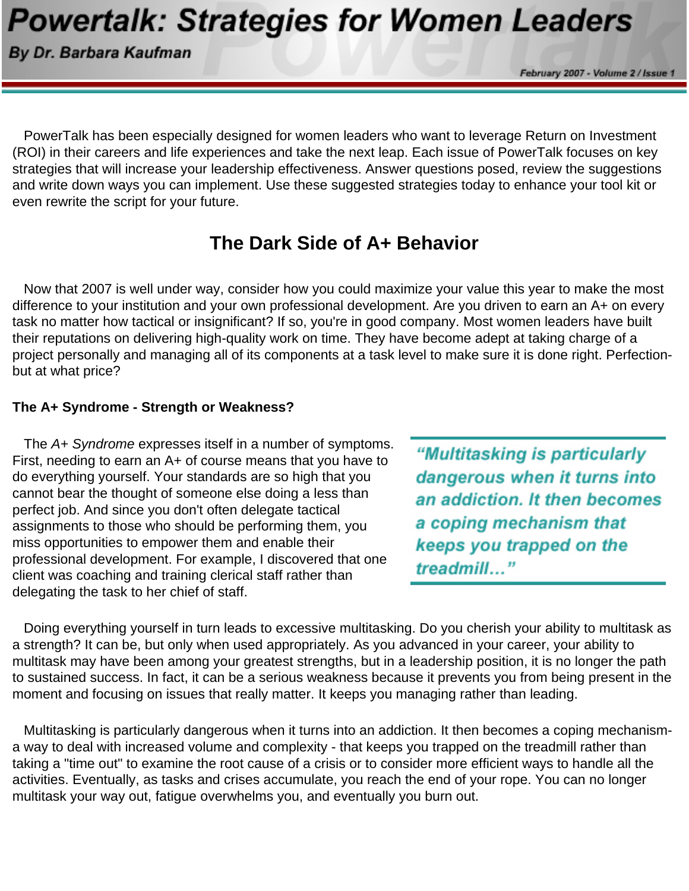# Powertalk: Strategies for Women Leaders

**By Dr. Barbara Kaufman**

February 2007 - Volume 2 / Issue 1

PowerTalk has been especially designed for women leaders who want to leverage Return on Investment (ROI) in their careers and life experiences and take the next leap. Each issue of PowerTalk focuses on key strategies that will increase your leadership effectiveness. Answer questions posed, review the suggestions and write down ways you can implement. Use these suggested strategies today to enhance your tool kit or even rewrite the script for your future.

## The Dark Side of A+ Behavior

Now that 2007 is well under way, consider how you could maximize your value this year to make the most difference to your institution and your own professional development. Are you driven to earn an A+ on every task no matter how tactical or insignificant? If so, you're in good company. Most women leaders have built their reputations on delivering high-quality work on time. They have become adept at taking charge of a project personally and managing all of its components at a task level to make sure it is done right. Perfection- but at what price?

### The A+ Syndrome - Strength or Weakness?

The *A+ Syndrome* expresses itself in a number of symptoms. First, needing to earn an A+ of course means that you have to do everything yourself. Your standards are so high that you cannot bear the thought of someone else doing a less than perfect job. And since you don't often delegate tactical assignments to those who should be performing them, you miss opportunities to empower them and enable their professional development. For example, I discovered that one client was coaching and training clerical staff rather than delegating the task to her chief of staff.

> ***"Multitasking is particularly dangerous when it turns into an addiction. It then becomes a coping mechanism that keeps you trapped on the treadmill..."***

Doing everything yourself in turn leads to excessive multitasking. Do you cherish your ability to multitask as a strength? It can be, but only when used appropriately. As you advanced in your career, your ability to multitask may have been among your greatest strengths, but in a leadership position, it is no longer the path to sustained success. In fact, it can be a serious weakness because it prevents you from being present in the moment and focusing on issues that really matter. It keeps you managing rather than leading.

Multitasking is particularly dangerous when it turns into an addiction. It then becomes a coping mechanism- a way to deal with increased volume and complexity - that keeps you trapped on the treadmill rather than taking a "time out" to examine the root cause of a crisis or to consider more efficient ways to handle all the activities. Eventually, as tasks and crises accumulate, you reach the end of your rope. You can no longer multitask your way out, fatigue overwhelms you, and eventually you burn out.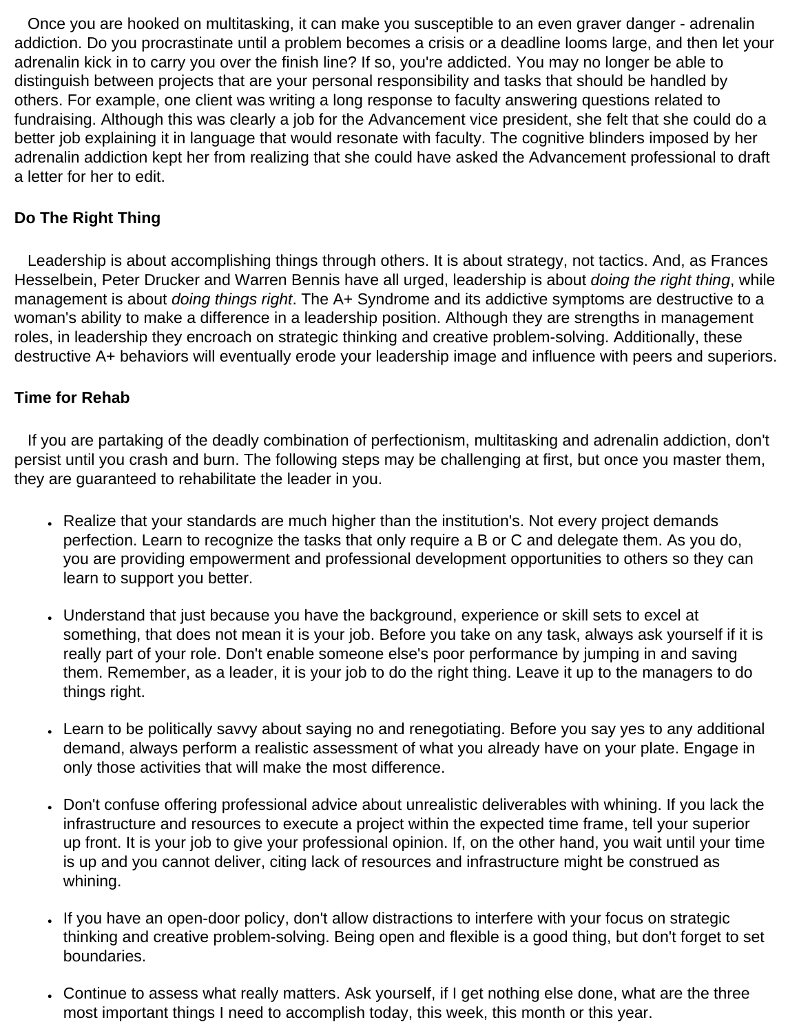Once you are hooked on multitasking, it can make you susceptible to an even graver danger - adrenalin addiction. Do you procrastinate until a problem becomes a crisis or a deadline looms large, and then let your adrenalin kick in to carry you over the finish line? If so, you're addicted. You may no longer be able to distinguish between projects that are your personal responsibility and tasks that should be handled by others. For example, one client was writing a long response to faculty answering questions related to fundraising. Although this was clearly a job for the Advancement vice president, she felt that she could do a better job explaining it in language that would resonate with faculty. The cognitive blinders imposed by her adrenalin addiction kept her from realizing that she could have asked the Advancement professional to draft a letter for her to edit.

**Do The Right Thing**

Leadership is about accomplishing things through others. It is about strategy, not tactics. And, as Frances Hesselbein, Peter Drucker and Warren Bennis have all urged, leadership is about *doing the right thing*, while management is about *doing things right*. The A+ Syndrome and its addictive symptoms are destructive to a woman's ability to make a difference in a leadership position. Although they are strengths in management roles, in leadership they encroach on strategic thinking and creative problem-solving. Additionally, these destructive A+ behaviors will eventually erode your leadership image and influence with peers and superiors.

**Time for Rehab**

If you are partaking of the deadly combination of perfectionism, multitasking and adrenalin addiction, don't persist until you crash and burn. The following steps may be challenging at first, but once you master them, they are guaranteed to rehabilitate the leader in you.

- Realize that your standards are much higher than the institution's. Not every project demands perfection. Learn to recognize the tasks that only require a B or C and delegate them. As you do, you are providing empowerment and professional development opportunities to others so they can learn to support you better.
- Understand that just because you have the background, experience or skill sets to excel at something, that does not mean it is your job. Before you take on any task, always ask yourself if it is really part of your role. Don't enable someone else's poor performance by jumping in and saving them. Remember, as a leader, it is your job to do the right thing. Leave it up to the managers to do things right.
- Learn to be politically savvy about saying no and renegotiating. Before you say yes to any additional demand, always perform a realistic assessment of what you already have on your plate. Engage in only those activities that will make the most difference.
- Don't confuse offering professional advice about unrealistic deliverables with whining. If you lack the infrastructure and resources to execute a project within the expected time frame, tell your superior up front. It is your job to give your professional opinion. If, on the other hand, you wait until your time is up and you cannot deliver, citing lack of resources and infrastructure might be construed as whining.
- If you have an open-door policy, don't allow distractions to interfere with your focus on strategic thinking and creative problem-solving. Being open and flexible is a good thing, but don't forget to set boundaries.
- Continue to assess what really matters. Ask yourself, if I get nothing else done, what are the three most important things I need to accomplish today, this week, this month or this year.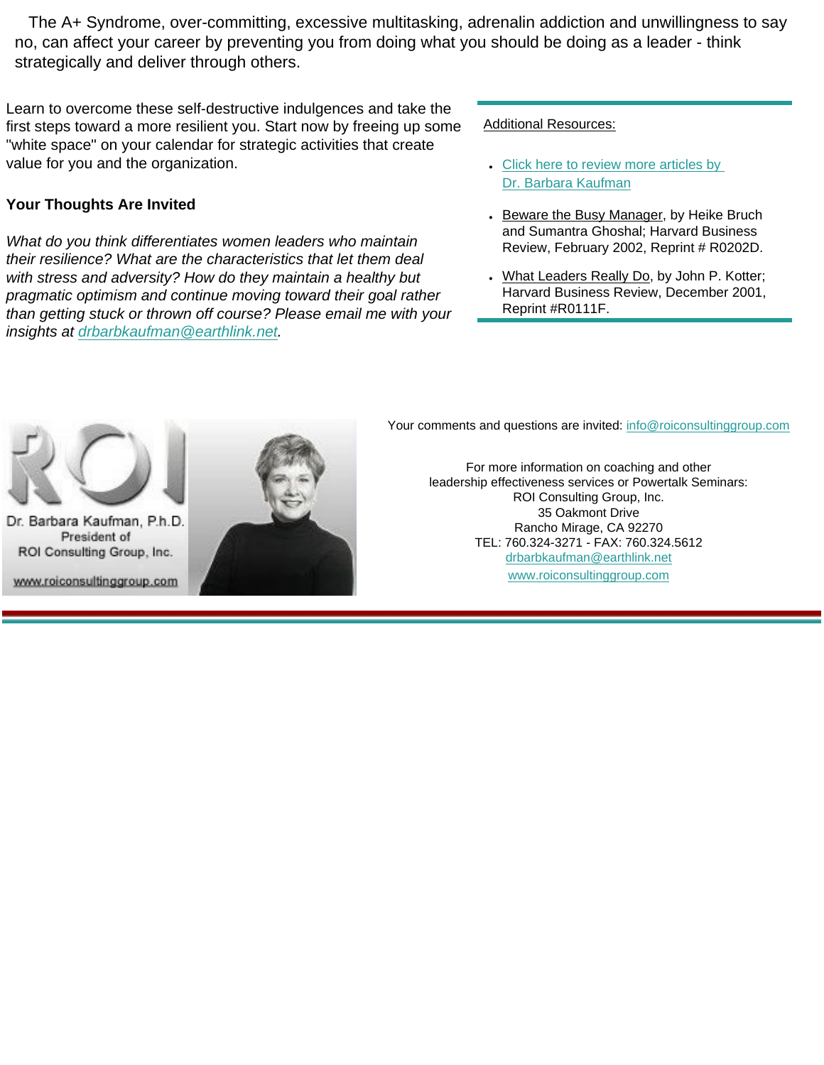The A+ Syndrome, over-committing, excessive multitasking, adrenalin addiction and unwillingness to say no, can affect your career by preventing you from doing what you should be doing as a leader - think strategically and deliver through others.

Learn to overcome these self-destructive indulgences and take the first steps toward a more resilient you. Start now by freeing up some "white space" on your calendar for strategic activities that create value for you and the organization.

**Your Thoughts Are Invited**

*What do you think differentiates women leaders who maintain their resilience? What are the characteristics that let them deal with stress and adversity? How do they maintain a healthy but pragmatic optimism and continue moving toward their goal rather than getting stuck or thrown off course? Please email me with your insights at drbarbkaufman@earthlink.net.*

Additional Resources:

- Click here to review more articles by Dr. Barbara Kaufman
- Beware the Busy Manager, by Heike Bruch and Sumantra Ghoshal; Harvard Business Review, February 2002, Reprint # R0202D.
- What Leaders Really Do, by John P. Kotter; Harvard Business Review, December 2001, Reprint #R0111F.

ROI

Dr. Barbara Kaufman, P.h.D.
President of
ROI Consulting Group, Inc.

www.roiconsultinggroup.com

Your comments and questions are invited: info@roiconsultinggroup.com

For more information on coaching and other
leadership effectiveness services or Powertalk Seminars:
ROI Consulting Group, Inc.
35 Oakmont Drive
Rancho Mirage, CA 92270
TEL: 760.324-3271 - FAX: 760.324.5612
drbarbkaufman@earthlink.net
www.roiconsultinggroup.com